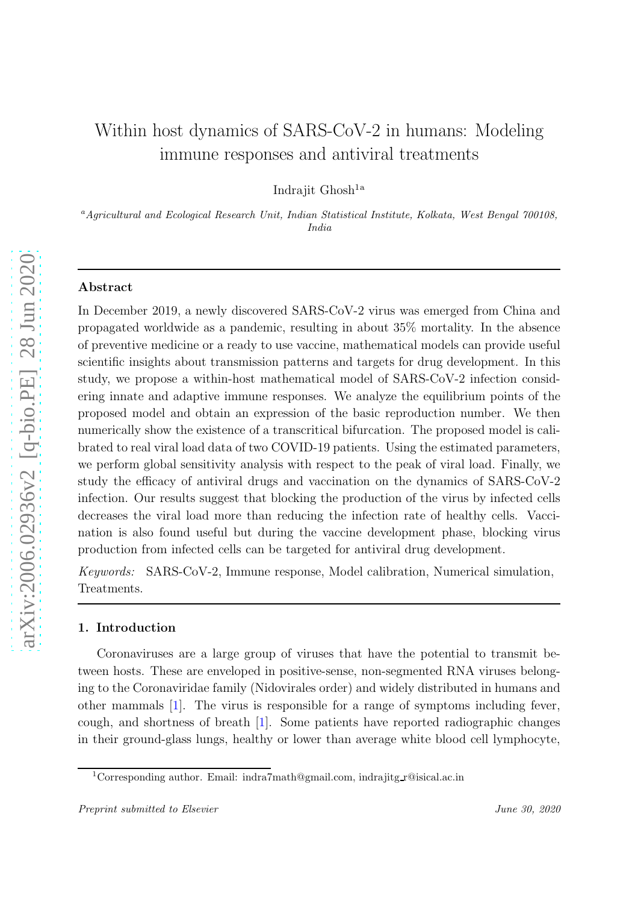# Within host dynamics of SARS-CoV-2 in humans: Modeling immune responses and antiviral treatments

Indrajit Ghosh[1a]

[a]*Agricultural and Ecological Research Unit, Indian Statistical Institute, Kolkata, West Bengal 700108, India*

---

## Abstract

In December 2019, a newly discovered SARS-CoV-2 virus was emerged from China and propagated worldwide as a pandemic, resulting in about 35% mortality. In the absence of preventive medicine or a ready to use vaccine, mathematical models can provide useful scientific insights about transmission patterns and targets for drug development. In this study, we propose a within-host mathematical model of SARS-CoV-2 infection considering innate and adaptive immune responses. We analyze the equilibrium points of the proposed model and obtain an expression of the basic reproduction number. We then numerically show the existence of a transcritical bifurcation. The proposed model is calibrated to real viral load data of two COVID-19 patients. Using the estimated parameters, we perform global sensitivity analysis with respect to the peak of viral load. Finally, we study the efficacy of antiviral drugs and vaccination on the dynamics of SARS-CoV-2 infection. Our results suggest that blocking the production of the virus by infected cells decreases the viral load more than reducing the infection rate of healthy cells. Vaccination is also found useful but during the vaccine development phase, blocking virus production from infected cells can be targeted for antiviral drug development.

*Keywords:* SARS-CoV-2, Immune response, Model calibration, Numerical simulation, Treatments.

---

## 1. Introduction

Coronaviruses are a large group of viruses that have the potential to transmit between hosts. These are enveloped in positive-sense, non-segmented RNA viruses belonging to the Coronaviridae family (Nidovirales order) and widely distributed in humans and other mammals [1]. The virus is responsible for a range of symptoms including fever, cough, and shortness of breath [1]. Some patients have reported radiographic changes in their ground-glass lungs, healthy or lower than average white blood cell lymphocyte,

[1]Corresponding author. Email: indra7math@gmail.com, indrajitg_r@isical.ac.in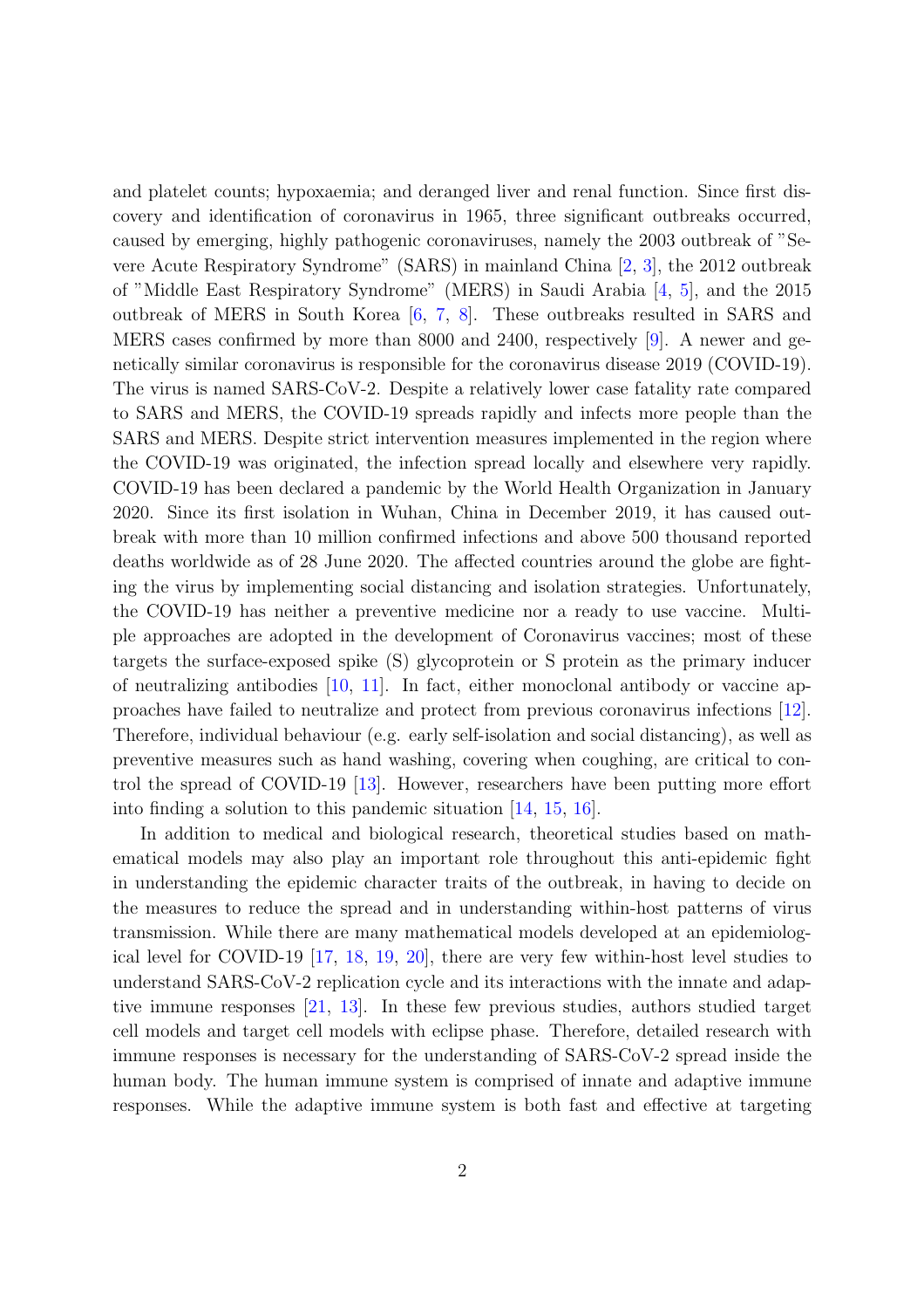and platelet counts; hypoxaemia; and deranged liver and renal function. Since first discovery and identification of coronavirus in 1965, three significant outbreaks occurred, caused by emerging, highly pathogenic coronaviruses, namely the 2003 outbreak of "Severe Acute Respiratory Syndrome" (SARS) in mainland China [2, 3], the 2012 outbreak of "Middle East Respiratory Syndrome" (MERS) in Saudi Arabia [4, 5], and the 2015 outbreak of MERS in South Korea [6, 7, 8]. These outbreaks resulted in SARS and MERS cases confirmed by more than 8000 and 2400, respectively [9]. A newer and genetically similar coronavirus is responsible for the coronavirus disease 2019 (COVID-19). The virus is named SARS-CoV-2. Despite a relatively lower case fatality rate compared to SARS and MERS, the COVID-19 spreads rapidly and infects more people than the SARS and MERS. Despite strict intervention measures implemented in the region where the COVID-19 was originated, the infection spread locally and elsewhere very rapidly. COVID-19 has been declared a pandemic by the World Health Organization in January 2020. Since its first isolation in Wuhan, China in December 2019, it has caused outbreak with more than 10 million confirmed infections and above 500 thousand reported deaths worldwide as of 28 June 2020. The affected countries around the globe are fighting the virus by implementing social distancing and isolation strategies. Unfortunately, the COVID-19 has neither a preventive medicine nor a ready to use vaccine. Multiple approaches are adopted in the development of Coronavirus vaccines; most of these targets the surface-exposed spike (S) glycoprotein or S protein as the primary inducer of neutralizing antibodies [10, 11]. In fact, either monoclonal antibody or vaccine approaches have failed to neutralize and protect from previous coronavirus infections [12]. Therefore, individual behaviour (e.g. early self-isolation and social distancing), as well as preventive measures such as hand washing, covering when coughing, are critical to control the spread of COVID-19 [13]. However, researchers have been putting more effort into finding a solution to this pandemic situation [14, 15, 16].

In addition to medical and biological research, theoretical studies based on mathematical models may also play an important role throughout this anti-epidemic fight in understanding the epidemic character traits of the outbreak, in having to decide on the measures to reduce the spread and in understanding within-host patterns of virus transmission. While there are many mathematical models developed at an epidemiological level for COVID-19 [17, 18, 19, 20], there are very few within-host level studies to understand SARS-CoV-2 replication cycle and its interactions with the innate and adaptive immune responses [21, 13]. In these few previous studies, authors studied target cell models and target cell models with eclipse phase. Therefore, detailed research with immune responses is necessary for the understanding of SARS-CoV-2 spread inside the human body. The human immune system is comprised of innate and adaptive immune responses. While the adaptive immune system is both fast and effective at targeting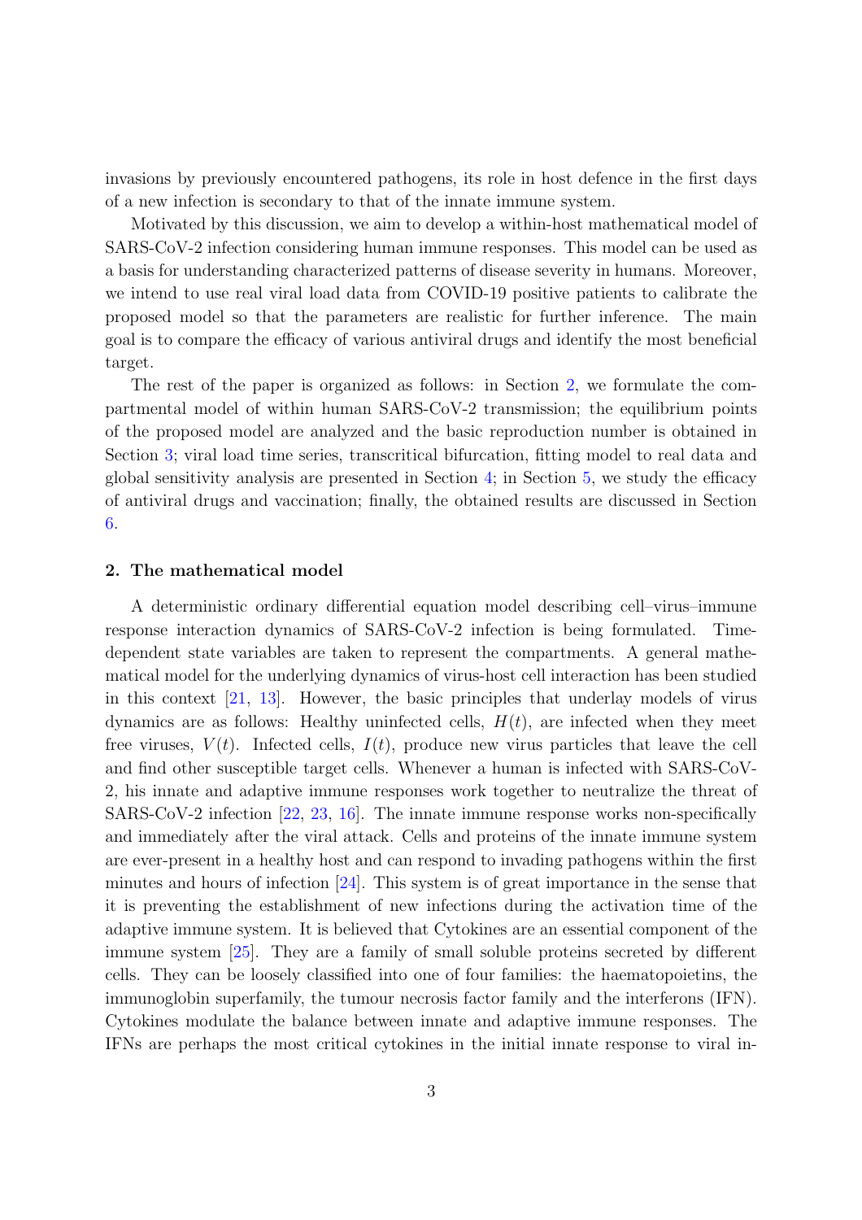invasions by previously encountered pathogens, its role in host defence in the first days of a new infection is secondary to that of the innate immune system.

Motivated by this discussion, we aim to develop a within-host mathematical model of SARS-CoV-2 infection considering human immune responses. This model can be used as a basis for understanding characterized patterns of disease severity in humans. Moreover, we intend to use real viral load data from COVID-19 positive patients to calibrate the proposed model so that the parameters are realistic for further inference. The main goal is to compare the efficacy of various antiviral drugs and identify the most beneficial target.

The rest of the paper is organized as follows: in Section 2, we formulate the compartmental model of within human SARS-CoV-2 transmission; the equilibrium points of the proposed model are analyzed and the basic reproduction number is obtained in Section 3; viral load time series, transcritical bifurcation, fitting model to real data and global sensitivity analysis are presented in Section 4; in Section 5, we study the efficacy of antiviral drugs and vaccination; finally, the obtained results are discussed in Section 6.

## 2. The mathematical model

A deterministic ordinary differential equation model describing cell–virus–immune response interaction dynamics of SARS-CoV-2 infection is being formulated. Time-dependent state variables are taken to represent the compartments. A general mathematical model for the underlying dynamics of virus-host cell interaction has been studied in this context [21, 13]. However, the basic principles that underlay models of virus dynamics are as follows: Healthy uninfected cells, $H(t)$, are infected when they meet free viruses, $V(t)$. Infected cells, $I(t)$, produce new virus particles that leave the cell and find other susceptible target cells. Whenever a human is infected with SARS-CoV-2, his innate and adaptive immune responses work together to neutralize the threat of SARS-CoV-2 infection [22, 23, 16]. The innate immune response works non-specifically and immediately after the viral attack. Cells and proteins of the innate immune system are ever-present in a healthy host and can respond to invading pathogens within the first minutes and hours of infection [24]. This system is of great importance in the sense that it is preventing the establishment of new infections during the activation time of the adaptive immune system. It is believed that Cytokines are an essential component of the immune system [25]. They are a family of small soluble proteins secreted by different cells. They can be loosely classified into one of four families: the haematopoietins, the immunoglobin superfamily, the tumour necrosis factor family and the interferons (IFN). Cytokines modulate the balance between innate and adaptive immune responses. The IFNs are perhaps the most critical cytokines in the initial innate response to viral in-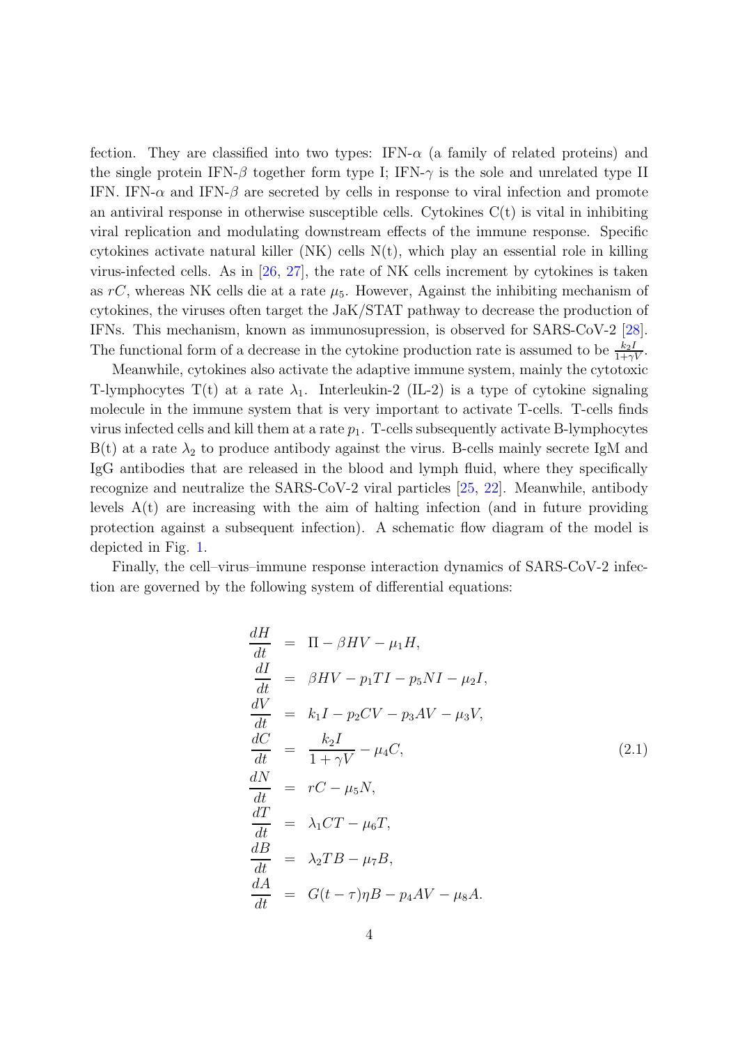fection. They are classified into two types: IFN-$\alpha$ (a family of related proteins) and the single protein IFN-$\beta$ together form type I; IFN-$\gamma$ is the sole and unrelated type II IFN. IFN-$\alpha$ and IFN-$\beta$ are secreted by cells in response to viral infection and promote an antiviral response in otherwise susceptible cells. Cytokines C(t) is vital in inhibiting viral replication and modulating downstream effects of the immune response. Specific cytokines activate natural killer (NK) cells N(t), which play an essential role in killing virus-infected cells. As in [26, 27], the rate of NK cells increment by cytokines is taken as $rC$, whereas NK cells die at a rate $\mu_5$. However, Against the inhibiting mechanism of cytokines, the viruses often target the JaK/STAT pathway to decrease the production of IFNs. This mechanism, known as immunosupression, is observed for SARS-CoV-2 [28]. The functional form of a decrease in the cytokine production rate is assumed to be $\frac{k_2 I}{1+\gamma V}$.

Meanwhile, cytokines also activate the adaptive immune system, mainly the cytotoxic T-lymphocytes T(t) at a rate $\lambda_1$. Interleukin-2 (IL-2) is a type of cytokine signaling molecule in the immune system that is very important to activate T-cells. T-cells finds virus infected cells and kill them at a rate $p_1$. T-cells subsequently activate B-lymphocytes B(t) at a rate $\lambda_2$ to produce antibody against the virus. B-cells mainly secrete IgM and IgG antibodies that are released in the blood and lymph fluid, where they specifically recognize and neutralize the SARS-CoV-2 viral particles [25, 22]. Meanwhile, antibody levels A(t) are increasing with the aim of halting infection (and in future providing protection against a subsequent infection). A schematic flow diagram of the model is depicted in Fig. 1.

Finally, the cell–virus–immune response interaction dynamics of SARS-CoV-2 infection are governed by the following system of differential equations:

$$
\begin{aligned}
\frac{dH}{dt} &= \Pi - \beta HV - \mu_1 H, \\
\frac{dI}{dt} &= \beta HV - p_1 TI - p_5 NI - \mu_2 I, \\
\frac{dV}{dt} &= k_1 I - p_2 CV - p_3 AV - \mu_3 V, \\
\frac{dC}{dt} &= \frac{k_2 I}{1+\gamma V} - \mu_4 C, \\
\frac{dN}{dt} &= rC - \mu_5 N, \\
\frac{dT}{dt} &= \lambda_1 CT - \mu_6 T, \\
\frac{dB}{dt} &= \lambda_2 TB - \mu_7 B, \\
\frac{dA}{dt} &= G(t-\tau)\eta B - p_4 AV - \mu_8 A.
\end{aligned}
\tag{2.1}
$$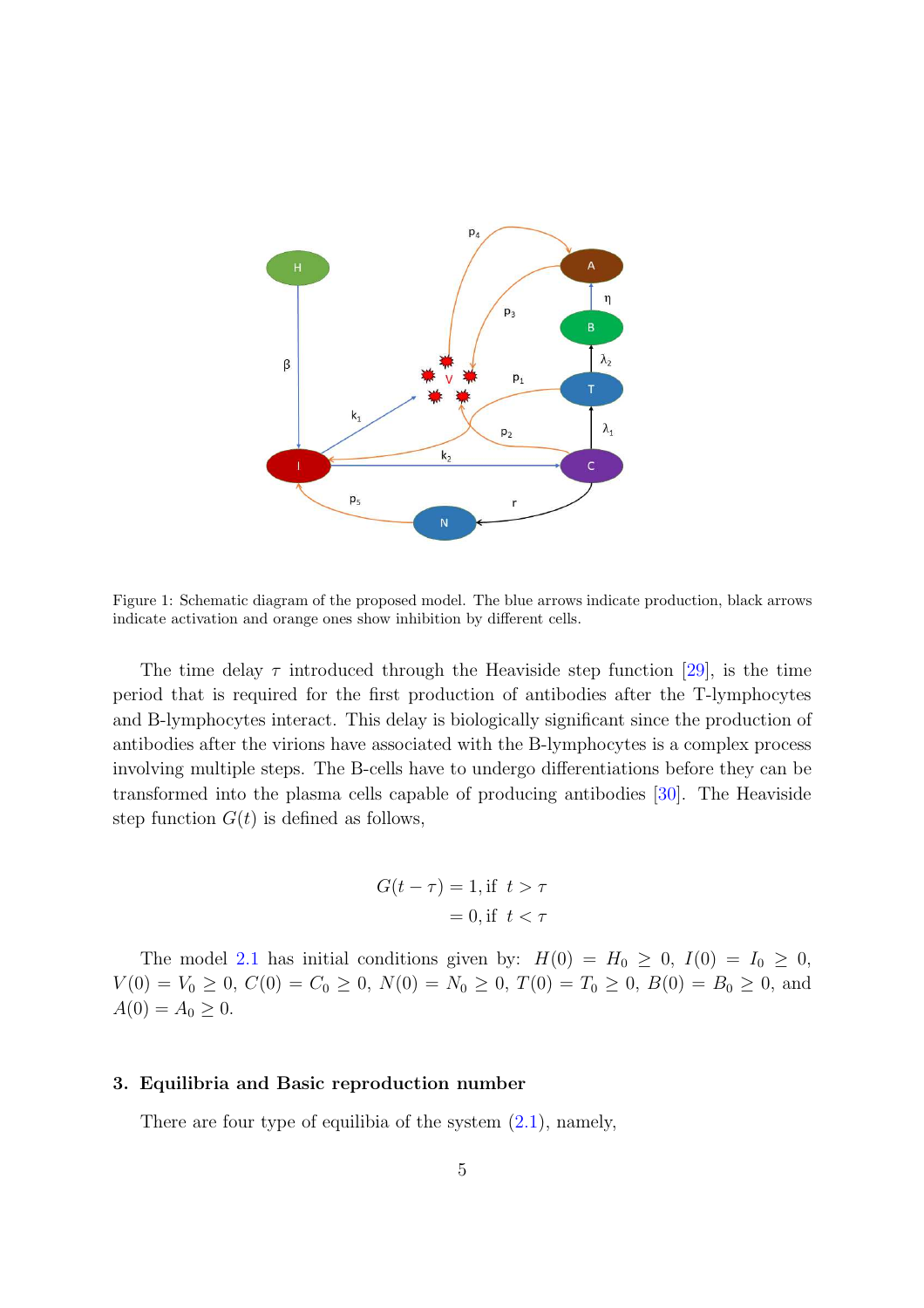Figure 1: Schematic diagram of the proposed model. The blue arrows indicate production, black arrows indicate activation and orange ones show inhibition by different cells.

The time delay $\tau$ introduced through the Heaviside step function [29], is the time period that is required for the first production of antibodies after the T-lymphocytes and B-lymphocytes interact. This delay is biologically significant since the production of antibodies after the virions have associated with the B-lymphocytes is a complex process involving multiple steps. The B-cells have to undergo differentiations before they can be transformed into the plasma cells capable of producing antibodies [30]. The Heaviside step function $G(t)$ is defined as follows,

$$
\begin{aligned}
G(t-\tau) &= 1, \text{if } \; t > \tau \\
&= 0, \text{if } \; t < \tau
\end{aligned}
$$

The model 2.1 has initial conditions given by: $H(0) = H_0 \geq 0$, $I(0) = I_0 \geq 0$, $V(0) = V_0 \geq 0$, $C(0) = C_0 \geq 0$, $N(0) = N_0 \geq 0$, $T(0) = T_0 \geq 0$, $B(0) = B_0 \geq 0$, and $A(0) = A_0 \geq 0$.

## 3. Equilibria and Basic reproduction number

There are four type of equilibia of the system (2.1), namely,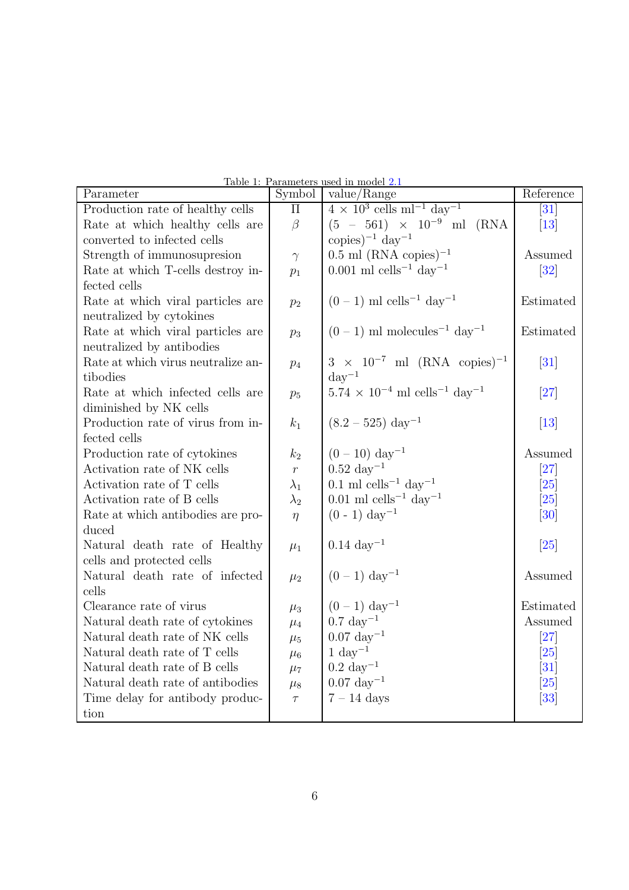Table 1: Parameters used in model 2.1

| Parameter | Symbol | value/Range | Reference |
|---|---|---|---|
| Production rate of healthy cells | $\Pi$ | $4 \times 10^3$ cells ml$^{-1}$ day$^{-1}$ | [31] |
| Rate at which healthy cells are converted to infected cells | $\beta$ | $(5 - 561) \times 10^{-9}$ ml (RNA copies)$^{-1}$ day$^{-1}$ | [13] |
| Strength of immunosupresion | $\gamma$ | 0.5 ml (RNA copies)$^{-1}$ | Assumed |
| Rate at which T-cells destroy infected cells | $p_1$ | 0.001 ml cells$^{-1}$ day$^{-1}$ | [32] |
| Rate at which viral particles are neutralized by cytokines | $p_2$ | $(0 - 1)$ ml cells$^{-1}$ day$^{-1}$ | Estimated |
| Rate at which viral particles are neutralized by antibodies | $p_3$ | $(0 - 1)$ ml molecules$^{-1}$ day$^{-1}$ | Estimated |
| Rate at which virus neutralize antibodies | $p_4$ | $3 \times 10^{-7}$ ml (RNA copies)$^{-1}$ day$^{-1}$ | [31] |
| Rate at which infected cells are diminished by NK cells | $p_5$ | $5.74 \times 10^{-4}$ ml cells$^{-1}$ day$^{-1}$ | [27] |
| Production rate of virus from infected cells | $k_1$ | $(8.2 - 525)$ day$^{-1}$ | [13] |
| Production rate of cytokines | $k_2$ | $(0 - 10)$ day$^{-1}$ | Assumed |
| Activation rate of NK cells | $r$ | 0.52 day$^{-1}$ | [27] |
| Activation rate of T cells | $\lambda_1$ | 0.1 ml cells$^{-1}$ day$^{-1}$ | [25] |
| Activation rate of B cells | $\lambda_2$ | 0.01 ml cells$^{-1}$ day$^{-1}$ | [25] |
| Rate at which antibodies are produced | $\eta$ | (0 - 1) day$^{-1}$ | [30] |
| Natural death rate of Healthy cells and protected cells | $\mu_1$ | 0.14 day$^{-1}$ | [25] |
| Natural death rate of infected cells | $\mu_2$ | $(0 - 1)$ day$^{-1}$ | Assumed |
| Clearance rate of virus | $\mu_3$ | $(0 - 1)$ day$^{-1}$ | Estimated |
| Natural death rate of cytokines | $\mu_4$ | 0.7 day$^{-1}$ | Assumed |
| Natural death rate of NK cells | $\mu_5$ | 0.07 day$^{-1}$ | [27] |
| Natural death rate of T cells | $\mu_6$ | 1 day$^{-1}$ | [25] |
| Natural death rate of B cells | $\mu_7$ | 0.2 day$^{-1}$ | [31] |
| Natural death rate of antibodies | $\mu_8$ | 0.07 day$^{-1}$ | [25] |
| Time delay for antibody production | $\tau$ | 7 – 14 days | [33] |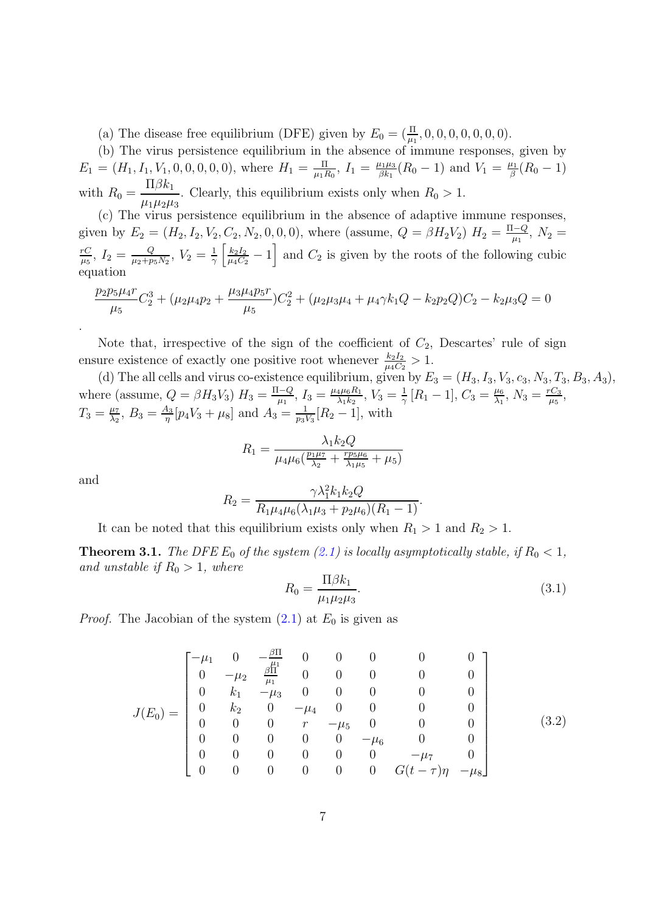(a) The disease free equilibrium (DFE) given by $E_0 = (\frac{\Pi}{\mu_1}, 0, 0, 0, 0, 0, 0, 0)$.

(b) The virus persistence equilibrium in the absence of immune responses, given by $E_1 = (H_1, I_1, V_1, 0, 0, 0, 0, 0)$, where $H_1 = \frac{\Pi}{\mu_1 R_0}$, $I_1 = \frac{\mu_1\mu_3}{\beta k_1}(R_0 - 1)$ and $V_1 = \frac{\mu_1}{\beta}(R_0 - 1)$ with $R_0 = \dfrac{\Pi\beta k_1}{\mu_1\mu_2\mu_3}$. Clearly, this equilibrium exists only when $R_0 > 1$.

(c) The virus persistence equilibrium in the absence of adaptive immune responses, given by $E_2 = (H_2, I_2, V_2, C_2, N_2, 0, 0, 0)$, where (assume, $Q = \beta H_2 V_2$) $H_2 = \frac{\Pi - Q}{\mu_1}$, $N_2 = \frac{rC}{\mu_5}$, $I_2 = \frac{Q}{\mu_2 + p_5 N_2}$, $V_2 = \frac{1}{\gamma}\left[\frac{k_2 I_2}{\mu_4 C_2} - 1\right]$ and $C_2$ is given by the roots of the following cubic equation

$$\frac{p_2 p_5 \mu_4 r}{\mu_5} C_2^3 + (\mu_2\mu_4 p_2 + \frac{\mu_3\mu_4 p_5 r}{\mu_5})C_2^2 + (\mu_2\mu_3\mu_4 + \mu_4\gamma k_1 Q - k_2 p_2 Q)C_2 - k_2\mu_3 Q = 0$$

.

Note that, irrespective of the sign of the coefficient of $C_2$, Descartes' rule of sign ensure existence of exactly one positive root whenever $\frac{k_2 I_2}{\mu_4 C_2} > 1$.

(d) The all cells and virus co-existence equilibrium, given by $E_3 = (H_3, I_3, V_3, c_3, N_3, T_3, B_3, A_3)$, where (assume, $Q = \beta H_3 V_3$) $H_3 = \frac{\Pi - Q}{\mu_1}$, $I_3 = \frac{\mu_4\mu_6 R_1}{\lambda_1 k_2}$, $V_3 = \frac{1}{\gamma}[R_1 - 1]$, $C_3 = \frac{\mu_6}{\lambda_1}$, $N_3 = \frac{rC_3}{\mu_5}$, $T_3 = \frac{\mu_7}{\lambda_2}$, $B_3 = \frac{A_3}{\eta}[p_4 V_3 + \mu_8]$ and $A_3 = \frac{1}{p_3 V_3}[R_2 - 1]$, with

$$R_1 = \frac{\lambda_1 k_2 Q}{\mu_4\mu_6(\frac{p_1\mu_7}{\lambda_2} + \frac{r p_5 \mu_6}{\lambda_1\mu_5} + \mu_5)}$$

and

$$R_2 = \frac{\gamma\lambda_1^2 k_1 k_2 Q}{R_1\mu_4\mu_6(\lambda_1\mu_3 + p_2\mu_6)(R_1 - 1)}.$$

It can be noted that this equilibrium exists only when $R_1 > 1$ and $R_2 > 1$.

**Theorem 3.1.** *The DFE $E_0$ of the system (2.1) is locally asymptotically stable, if $R_0 < 1$, and unstable if $R_0 > 1$, where*

$$R_0 = \frac{\Pi\beta k_1}{\mu_1\mu_2\mu_3}. \tag{3.1}$$

*Proof.* The Jacobian of the system (2.1) at $E_0$ is given as

$$J(E_0) = \begin{bmatrix} -\mu_1 & 0 & -\frac{\beta\Pi}{\mu_1} & 0 & 0 & 0 & 0 & 0 \\ 0 & -\mu_2 & \frac{\beta\Pi}{\mu_1} & 0 & 0 & 0 & 0 & 0 \\ 0 & k_1 & -\mu_3 & 0 & 0 & 0 & 0 & 0 \\ 0 & k_2 & 0 & -\mu_4 & 0 & 0 & 0 & 0 \\ 0 & 0 & 0 & r & -\mu_5 & 0 & 0 & 0 \\ 0 & 0 & 0 & 0 & 0 & -\mu_6 & 0 & 0 \\ 0 & 0 & 0 & 0 & 0 & 0 & -\mu_7 & 0 \\ 0 & 0 & 0 & 0 & 0 & 0 & G(t-\tau)\eta & -\mu_8 \end{bmatrix} \tag{3.2}$$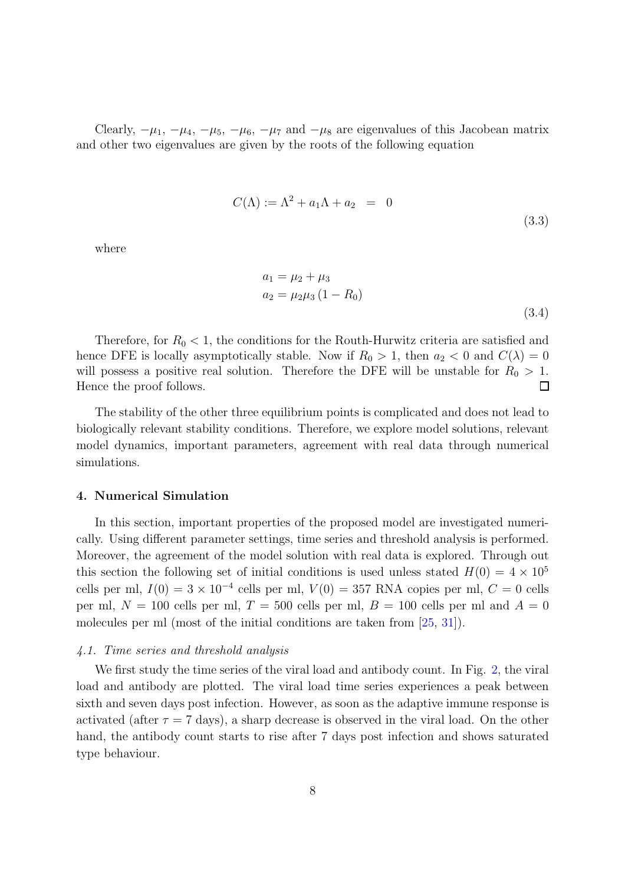Clearly, $-\mu_1$, $-\mu_4$, $-\mu_5$, $-\mu_6$, $-\mu_7$ and $-\mu_8$ are eigenvalues of this Jacobean matrix and other two eigenvalues are given by the roots of the following equation

$$C(\Lambda) := \Lambda^2 + a_1\Lambda + a_2 \ = \ 0 \tag{3.3}$$

where

$$\begin{aligned} a_1 &= \mu_2 + \mu_3 \\ a_2 &= \mu_2\mu_3 (1 - R_0) \end{aligned} \tag{3.4}$$

Therefore, for $R_0 < 1$, the conditions for the Routh-Hurwitz criteria are satisfied and hence DFE is locally asymptotically stable. Now if $R_0 > 1$, then $a_2 < 0$ and $C(\lambda) = 0$ will possess a positive real solution. Therefore the DFE will be unstable for $R_0 > 1$. Hence the proof follows. □

The stability of the other three equilibrium points is complicated and does not lead to biologically relevant stability conditions. Therefore, we explore model solutions, relevant model dynamics, important parameters, agreement with real data through numerical simulations.

## 4. Numerical Simulation

In this section, important properties of the proposed model are investigated numerically. Using different parameter settings, time series and threshold analysis is performed. Moreover, the agreement of the model solution with real data is explored. Through out this section the following set of initial conditions is used unless stated $H(0) = 4 \times 10^5$ cells per ml, $I(0) = 3 \times 10^{-4}$ cells per ml, $V(0) = 357$ RNA copies per ml, $C = 0$ cells per ml, $N = 100$ cells per ml, $T = 500$ cells per ml, $B = 100$ cells per ml and $A = 0$ molecules per ml (most of the initial conditions are taken from [25, 31]).

### *4.1. Time series and threshold analysis*

We first study the time series of the viral load and antibody count. In Fig. 2, the viral load and antibody are plotted. The viral load time series experiences a peak between sixth and seven days post infection. However, as soon as the adaptive immune response is activated (after $\tau = 7$ days), a sharp decrease is observed in the viral load. On the other hand, the antibody count starts to rise after 7 days post infection and shows saturated type behaviour.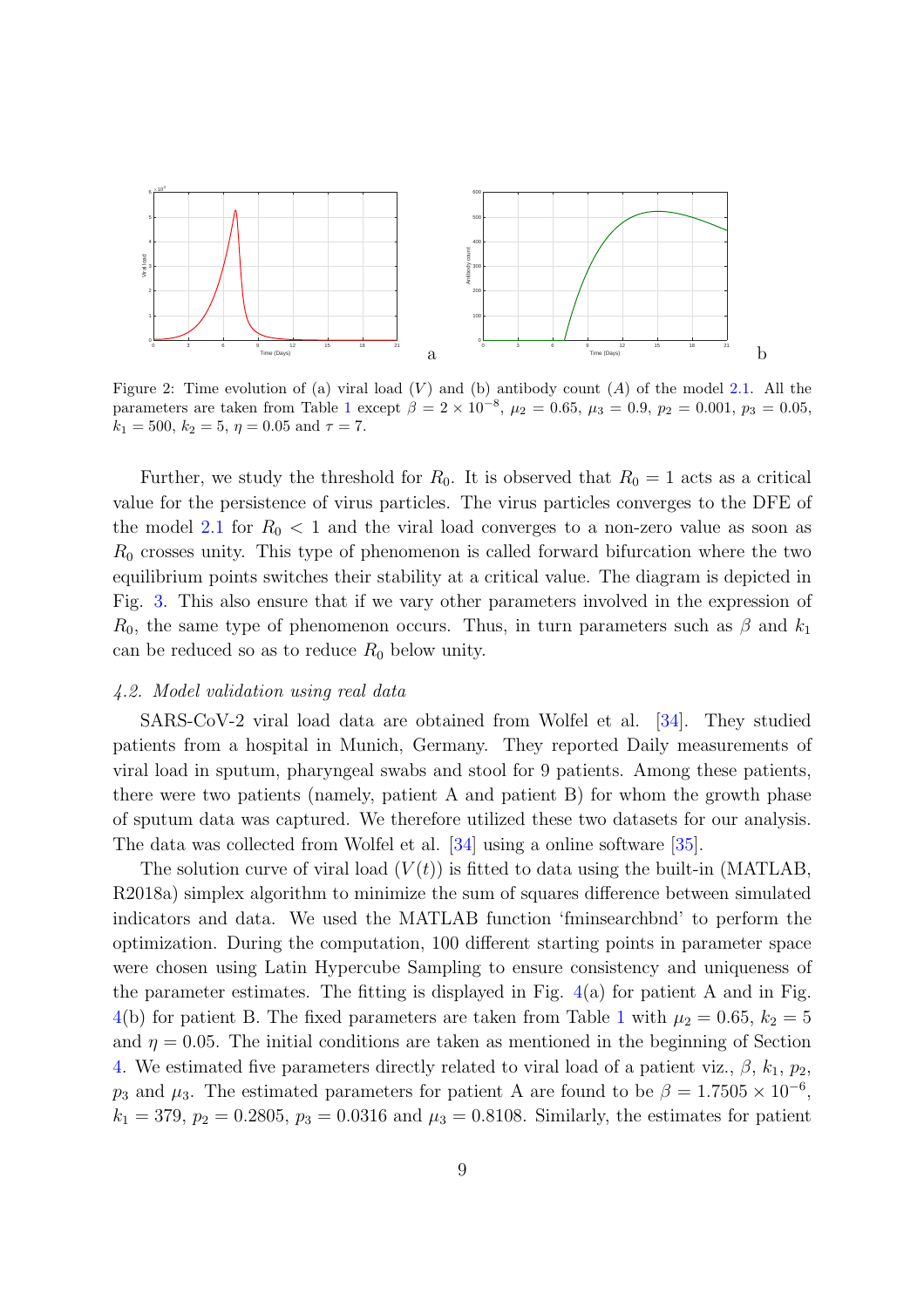Figure 2: Time evolution of (a) viral load ($V$) and (b) antibody count ($A$) of the model 2.1. All the parameters are taken from Table 1 except $\beta = 2 \times 10^{-8}$, $\mu_2 = 0.65$, $\mu_3 = 0.9$, $p_2 = 0.001$, $p_3 = 0.05$, $k_1 = 500$, $k_2 = 5$, $\eta = 0.05$ and $\tau = 7$.

Further, we study the threshold for $R_0$. It is observed that $R_0 = 1$ acts as a critical value for the persistence of virus particles. The virus particles converges to the DFE of the model 2.1 for $R_0 < 1$ and the viral load converges to a non-zero value as soon as $R_0$ crosses unity. This type of phenomenon is called forward bifurcation where the two equilibrium points switches their stability at a critical value. The diagram is depicted in Fig. 3. This also ensure that if we vary other parameters involved in the expression of $R_0$, the same type of phenomenon occurs. Thus, in turn parameters such as $\beta$ and $k_1$ can be reduced so as to reduce $R_0$ below unity.

### *4.2. Model validation using real data*

SARS-CoV-2 viral load data are obtained from Wolfel et al. [34]. They studied patients from a hospital in Munich, Germany. They reported Daily measurements of viral load in sputum, pharyngeal swabs and stool for 9 patients. Among these patients, there were two patients (namely, patient A and patient B) for whom the growth phase of sputum data was captured. We therefore utilized these two datasets for our analysis. The data was collected from Wolfel et al. [34] using a online software [35].

The solution curve of viral load ($V(t)$) is fitted to data using the built-in (MATLAB, R2018a) simplex algorithm to minimize the sum of squares difference between simulated indicators and data. We used the MATLAB function 'fminsearchbnd' to perform the optimization. During the computation, 100 different starting points in parameter space were chosen using Latin Hypercube Sampling to ensure consistency and uniqueness of the parameter estimates. The fitting is displayed in Fig. 4(a) for patient A and in Fig. 4(b) for patient B. The fixed parameters are taken from Table 1 with $\mu_2 = 0.65$, $k_2 = 5$ and $\eta = 0.05$. The initial conditions are taken as mentioned in the beginning of Section 4. We estimated five parameters directly related to viral load of a patient viz., $\beta$, $k_1$, $p_2$, $p_3$ and $\mu_3$. The estimated parameters for patient A are found to be $\beta = 1.7505 \times 10^{-6}$, $k_1 = 379$, $p_2 = 0.2805$, $p_3 = 0.0316$ and $\mu_3 = 0.8108$. Similarly, the estimates for patient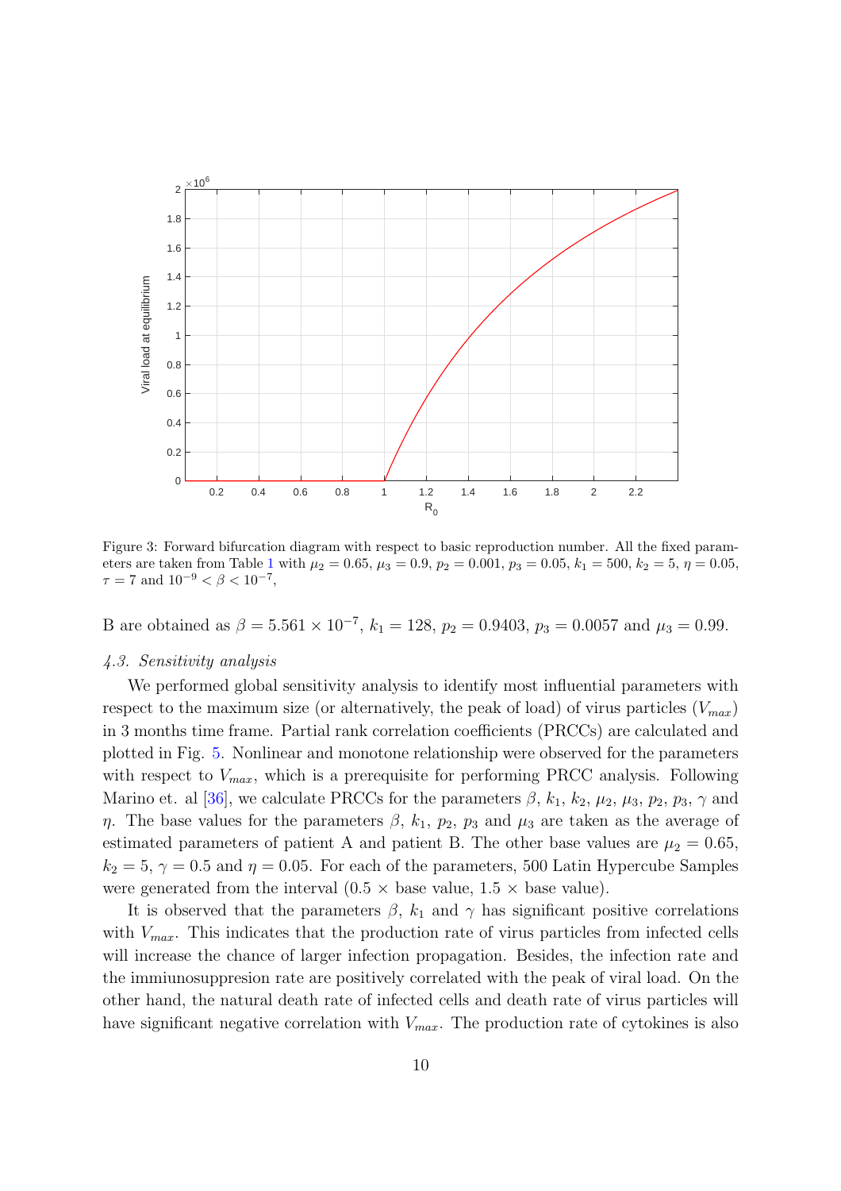Figure 3: Forward bifurcation diagram with respect to basic reproduction number. All the fixed parameters are taken from Table 1 with $\mu_2 = 0.65$, $\mu_3 = 0.9$, $p_2 = 0.001$, $p_3 = 0.05$, $k_1 = 500$, $k_2 = 5$, $\eta = 0.05$, $\tau = 7$ and $10^{-9} < \beta < 10^{-7}$,

B are obtained as $\beta = 5.561 \times 10^{-7}$, $k_1 = 128$, $p_2 = 0.9403$, $p_3 = 0.0057$ and $\mu_3 = 0.99$.

### *4.3. Sensitivity analysis*

We performed global sensitivity analysis to identify most influential parameters with respect to the maximum size (or alternatively, the peak of load) of virus particles ($V_{max}$) in 3 months time frame. Partial rank correlation coefficients (PRCCs) are calculated and plotted in Fig. 5. Nonlinear and monotone relationship were observed for the parameters with respect to $V_{max}$, which is a prerequisite for performing PRCC analysis. Following Marino et. al [36], we calculate PRCCs for the parameters $\beta$, $k_1$, $k_2$, $\mu_2$, $\mu_3$, $p_2$, $p_3$, $\gamma$ and $\eta$. The base values for the parameters $\beta$, $k_1$, $p_2$, $p_3$ and $\mu_3$ are taken as the average of estimated parameters of patient A and patient B. The other base values are $\mu_2 = 0.65$, $k_2 = 5$, $\gamma = 0.5$ and $\eta = 0.05$. For each of the parameters, 500 Latin Hypercube Samples were generated from the interval ($0.5 \times$ base value, $1.5 \times$ base value).

It is observed that the parameters $\beta$, $k_1$ and $\gamma$ has significant positive correlations with $V_{max}$. This indicates that the production rate of virus particles from infected cells will increase the chance of larger infection propagation. Besides, the infection rate and the immiunosuppresion rate are positively correlated with the peak of viral load. On the other hand, the natural death rate of infected cells and death rate of virus particles will have significant negative correlation with $V_{max}$. The production rate of cytokines is also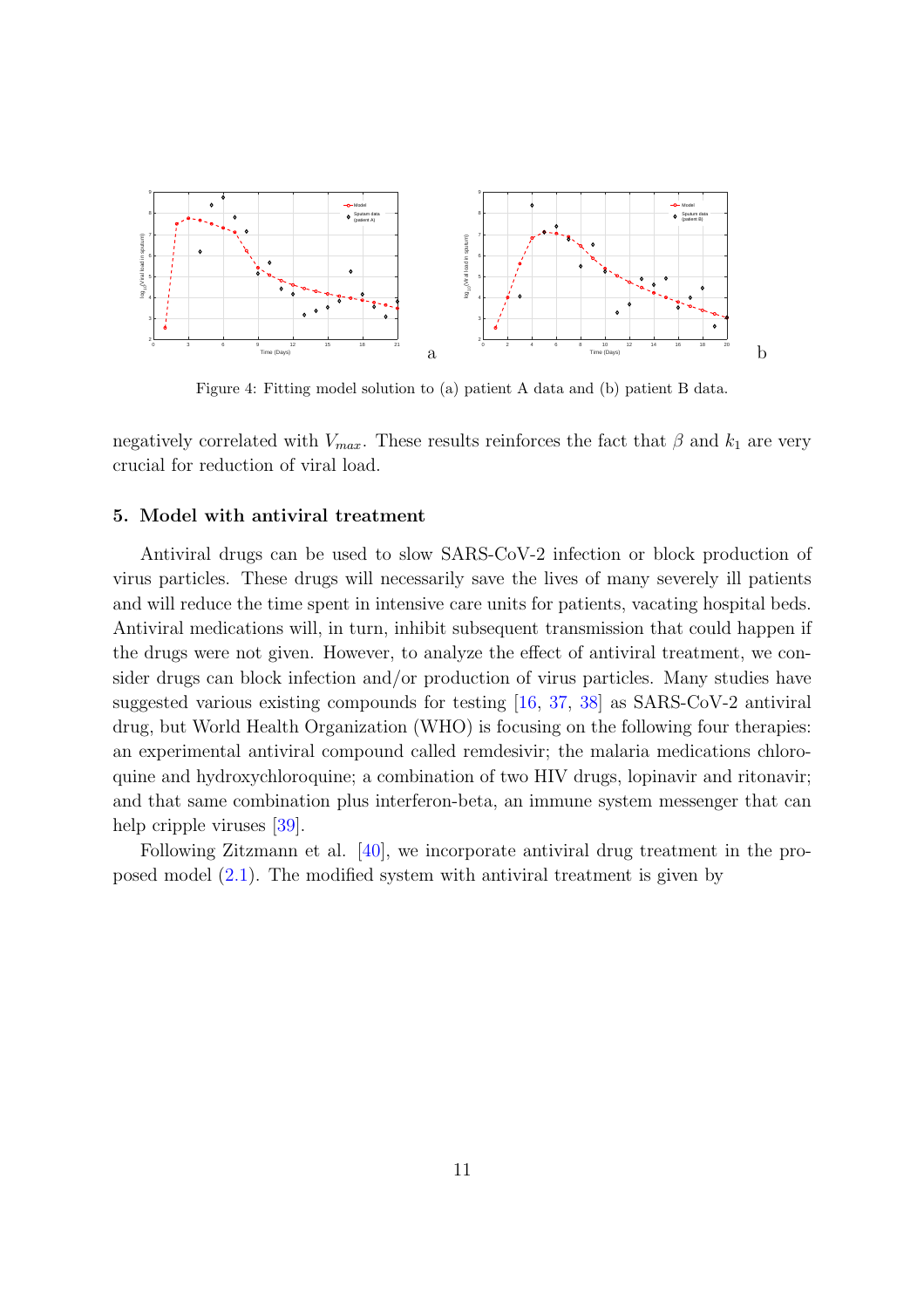Figure 4: Fitting model solution to (a) patient A data and (b) patient B data.

negatively correlated with $V_{max}$. These results reinforces the fact that $\beta$ and $k_1$ are very crucial for reduction of viral load.

## 5. Model with antiviral treatment

Antiviral drugs can be used to slow SARS-CoV-2 infection or block production of virus particles. These drugs will necessarily save the lives of many severely ill patients and will reduce the time spent in intensive care units for patients, vacating hospital beds. Antiviral medications will, in turn, inhibit subsequent transmission that could happen if the drugs were not given. However, to analyze the effect of antiviral treatment, we consider drugs can block infection and/or production of virus particles. Many studies have suggested various existing compounds for testing [16, 37, 38] as SARS-CoV-2 antiviral drug, but World Health Organization (WHO) is focusing on the following four therapies: an experimental antiviral compound called remdesivir; the malaria medications chloroquine and hydroxychloroquine; a combination of two HIV drugs, lopinavir and ritonavir; and that same combination plus interferon-beta, an immune system messenger that can help cripple viruses [39].

Following Zitzmann et al. [40], we incorporate antiviral drug treatment in the proposed model (2.1). The modified system with antiviral treatment is given by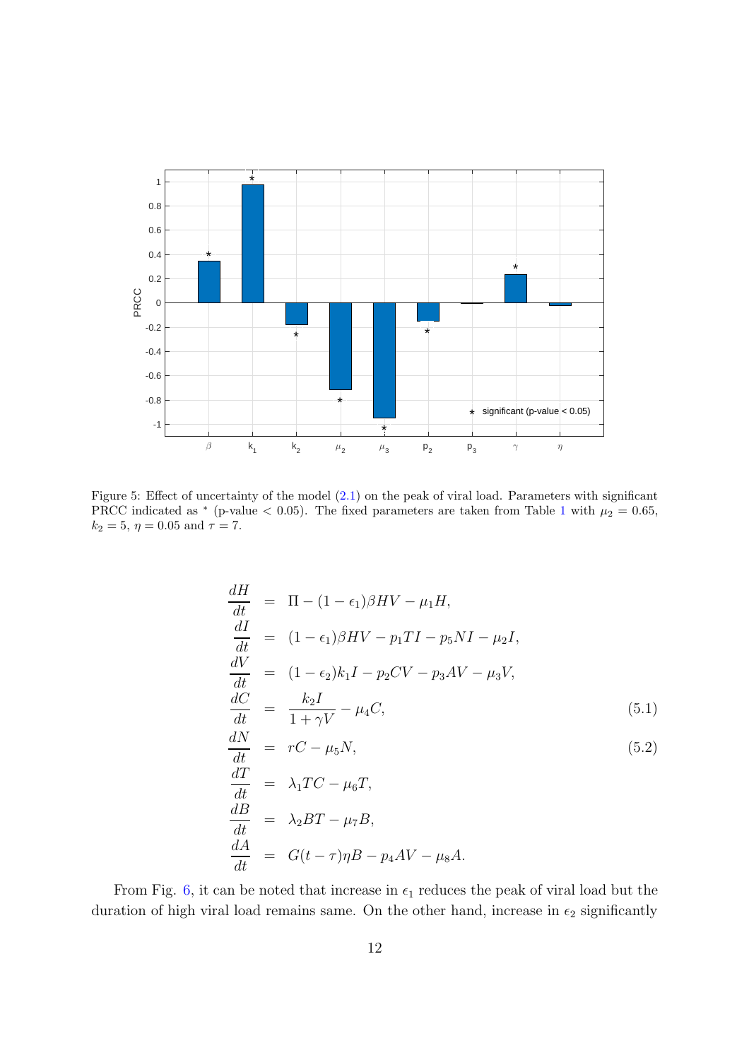Figure 5: Effect of uncertainty of the model (2.1) on the peak of viral load. Parameters with significant PRCC indicated as * (p-value $< 0.05$). The fixed parameters are taken from Table 1 with $\mu_2 = 0.65$, $k_2 = 5$, $\eta = 0.05$ and $\tau = 7$.

$$
\begin{aligned}
\frac{dH}{dt} &= \Pi - (1-\epsilon_1)\beta HV - \mu_1 H, \\
\frac{dI}{dt} &= (1-\epsilon_1)\beta HV - p_1 TI - p_5 NI - \mu_2 I, \\
\frac{dV}{dt} &= (1-\epsilon_2)k_1 I - p_2 CV - p_3 AV - \mu_3 V, \\
\frac{dC}{dt} &= \frac{k_2 I}{1+\gamma V} - \mu_4 C, \qquad (5.1)\\
\frac{dN}{dt} &= rC - \mu_5 N, \qquad (5.2)\\
\frac{dT}{dt} &= \lambda_1 TC - \mu_6 T, \\
\frac{dB}{dt} &= \lambda_2 BT - \mu_7 B, \\
\frac{dA}{dt} &= G(t-\tau)\eta B - p_4 AV - \mu_8 A.
\end{aligned}
$$

From Fig. 6, it can be noted that increase in $\epsilon_1$ reduces the peak of viral load but the duration of high viral load remains same. On the other hand, increase in $\epsilon_2$ significantly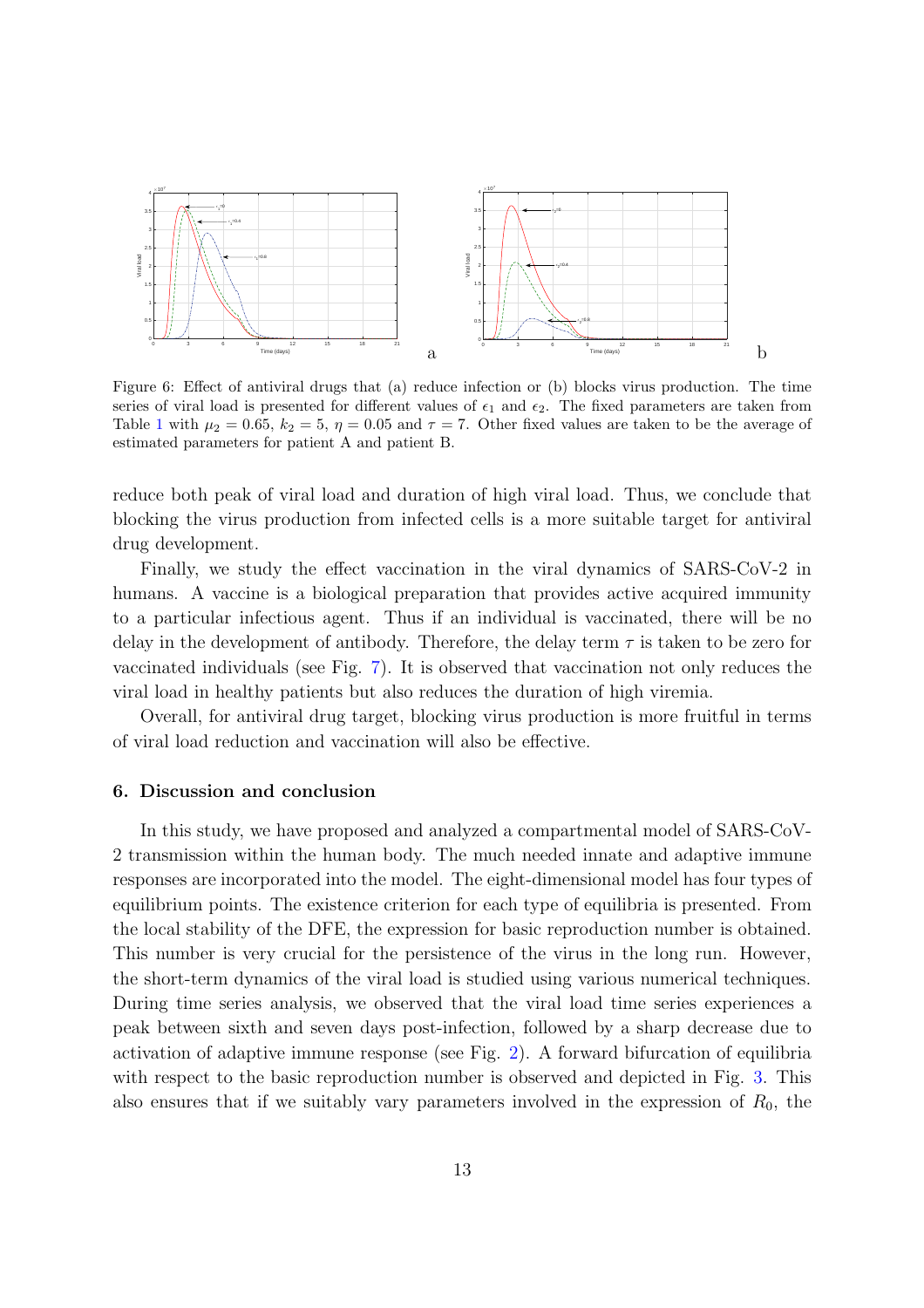Figure 6: Effect of antiviral drugs that (a) reduce infection or (b) blocks virus production. The time series of viral load is presented for different values of $\epsilon_1$ and $\epsilon_2$. The fixed parameters are taken from Table 1 with $\mu_2 = 0.65$, $k_2 = 5$, $\eta = 0.05$ and $\tau = 7$. Other fixed values are taken to be the average of estimated parameters for patient A and patient B.

reduce both peak of viral load and duration of high viral load. Thus, we conclude that blocking the virus production from infected cells is a more suitable target for antiviral drug development.

Finally, we study the effect vaccination in the viral dynamics of SARS-CoV-2 in humans. A vaccine is a biological preparation that provides active acquired immunity to a particular infectious agent. Thus if an individual is vaccinated, there will be no delay in the development of antibody. Therefore, the delay term $\tau$ is taken to be zero for vaccinated individuals (see Fig. 7). It is observed that vaccination not only reduces the viral load in healthy patients but also reduces the duration of high viremia.

Overall, for antiviral drug target, blocking virus production is more fruitful in terms of viral load reduction and vaccination will also be effective.

## 6. Discussion and conclusion

In this study, we have proposed and analyzed a compartmental model of SARS-CoV-2 transmission within the human body. The much needed innate and adaptive immune responses are incorporated into the model. The eight-dimensional model has four types of equilibrium points. The existence criterion for each type of equilibria is presented. From the local stability of the DFE, the expression for basic reproduction number is obtained. This number is very crucial for the persistence of the virus in the long run. However, the short-term dynamics of the viral load is studied using various numerical techniques. During time series analysis, we observed that the viral load time series experiences a peak between sixth and seven days post-infection, followed by a sharp decrease due to activation of adaptive immune response (see Fig. 2). A forward bifurcation of equilibria with respect to the basic reproduction number is observed and depicted in Fig. 3. This also ensures that if we suitably vary parameters involved in the expression of $R_0$, the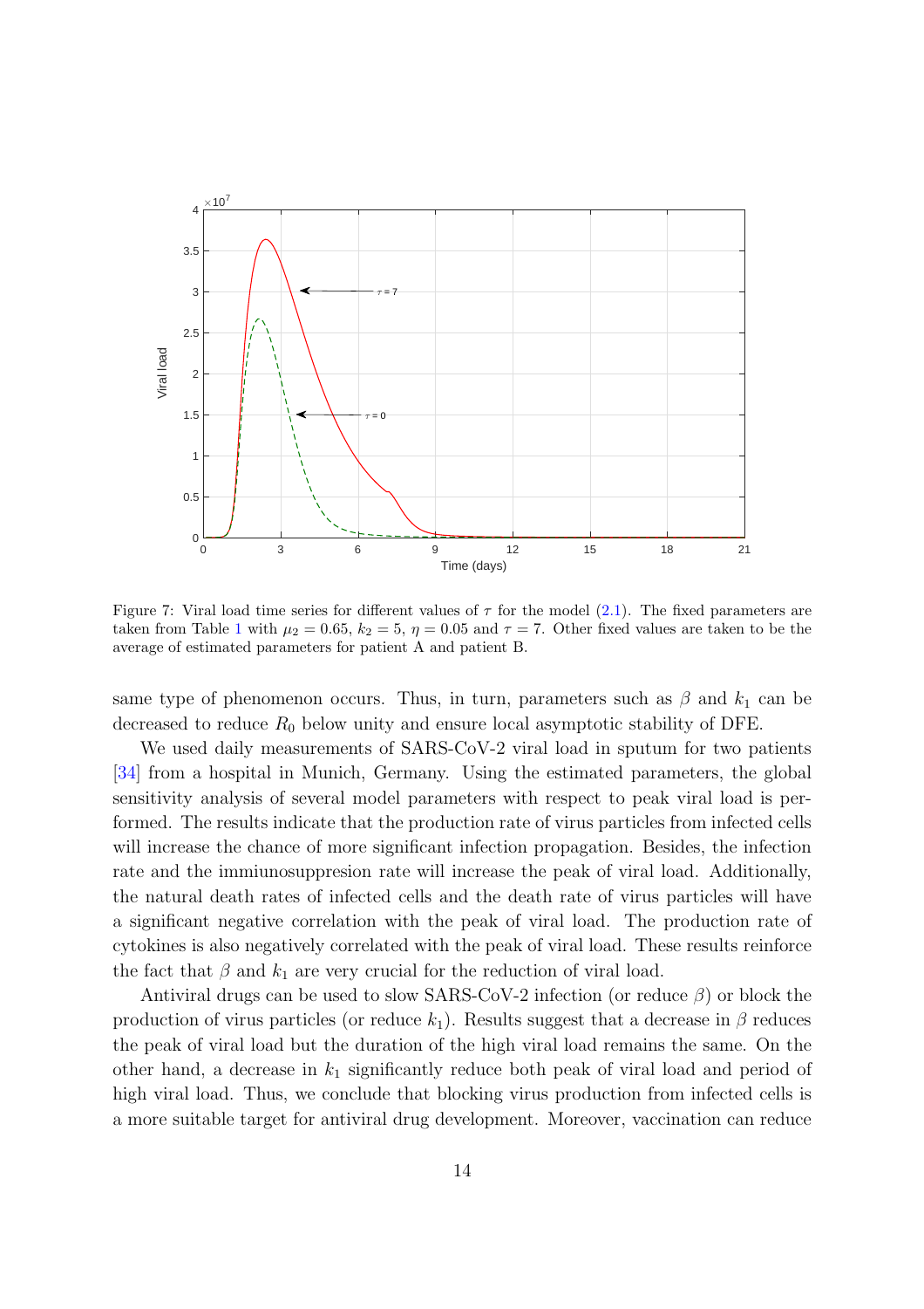Figure 7: Viral load time series for different values of $\tau$ for the model (2.1). The fixed parameters are taken from Table 1 with $\mu_2 = 0.65$, $k_2 = 5$, $\eta = 0.05$ and $\tau = 7$. Other fixed values are taken to be the average of estimated parameters for patient A and patient B.

same type of phenomenon occurs. Thus, in turn, parameters such as $\beta$ and $k_1$ can be decreased to reduce $R_0$ below unity and ensure local asymptotic stability of DFE.

We used daily measurements of SARS-CoV-2 viral load in sputum for two patients [34] from a hospital in Munich, Germany. Using the estimated parameters, the global sensitivity analysis of several model parameters with respect to peak viral load is performed. The results indicate that the production rate of virus particles from infected cells will increase the chance of more significant infection propagation. Besides, the infection rate and the immiunosuppresion rate will increase the peak of viral load. Additionally, the natural death rates of infected cells and the death rate of virus particles will have a significant negative correlation with the peak of viral load. The production rate of cytokines is also negatively correlated with the peak of viral load. These results reinforce the fact that $\beta$ and $k_1$ are very crucial for the reduction of viral load.

Antiviral drugs can be used to slow SARS-CoV-2 infection (or reduce $\beta$) or block the production of virus particles (or reduce $k_1$). Results suggest that a decrease in $\beta$ reduces the peak of viral load but the duration of the high viral load remains the same. On the other hand, a decrease in $k_1$ significantly reduce both peak of viral load and period of high viral load. Thus, we conclude that blocking virus production from infected cells is a more suitable target for antiviral drug development. Moreover, vaccination can reduce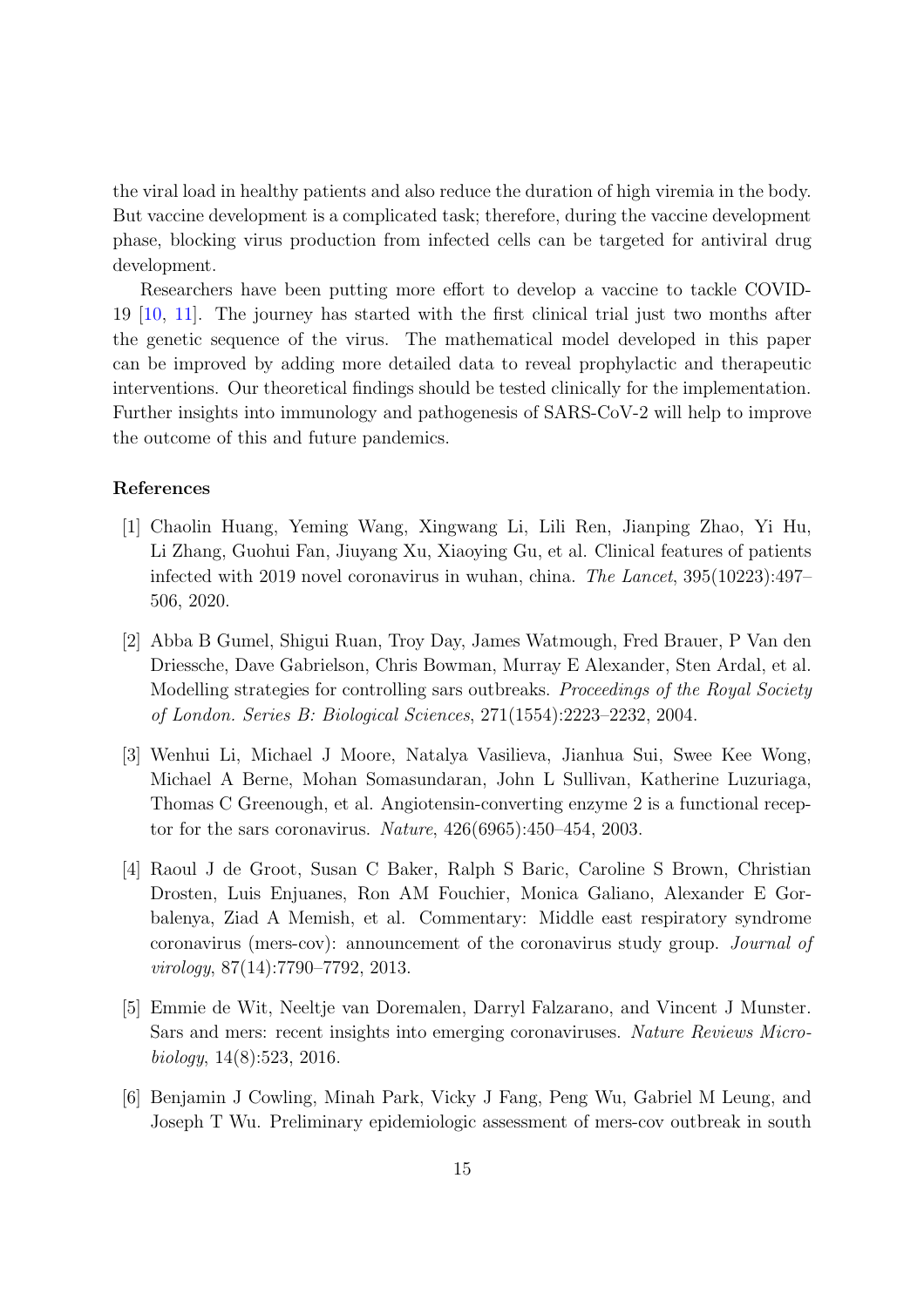the viral load in healthy patients and also reduce the duration of high viremia in the body. But vaccine development is a complicated task; therefore, during the vaccine development phase, blocking virus production from infected cells can be targeted for antiviral drug development.

Researchers have been putting more effort to develop a vaccine to tackle COVID-19 [10, 11]. The journey has started with the first clinical trial just two months after the genetic sequence of the virus. The mathematical model developed in this paper can be improved by adding more detailed data to reveal prophylactic and therapeutic interventions. Our theoretical findings should be tested clinically for the implementation. Further insights into immunology and pathogenesis of SARS-CoV-2 will help to improve the outcome of this and future pandemics.

## References

[1] Chaolin Huang, Yeming Wang, Xingwang Li, Lili Ren, Jianping Zhao, Yi Hu, Li Zhang, Guohui Fan, Jiuyang Xu, Xiaoying Gu, et al. Clinical features of patients infected with 2019 novel coronavirus in wuhan, china. *The Lancet*, 395(10223):497–506, 2020.

[2] Abba B Gumel, Shigui Ruan, Troy Day, James Watmough, Fred Brauer, P Van den Driessche, Dave Gabrielson, Chris Bowman, Murray E Alexander, Sten Ardal, et al. Modelling strategies for controlling sars outbreaks. *Proceedings of the Royal Society of London. Series B: Biological Sciences*, 271(1554):2223–2232, 2004.

[3] Wenhui Li, Michael J Moore, Natalya Vasilieva, Jianhua Sui, Swee Kee Wong, Michael A Berne, Mohan Somasundaran, John L Sullivan, Katherine Luzuriaga, Thomas C Greenough, et al. Angiotensin-converting enzyme 2 is a functional receptor for the sars coronavirus. *Nature*, 426(6965):450–454, 2003.

[4] Raoul J de Groot, Susan C Baker, Ralph S Baric, Caroline S Brown, Christian Drosten, Luis Enjuanes, Ron AM Fouchier, Monica Galiano, Alexander E Gorbalenya, Ziad A Memish, et al. Commentary: Middle east respiratory syndrome coronavirus (mers-cov): announcement of the coronavirus study group. *Journal of virology*, 87(14):7790–7792, 2013.

[5] Emmie de Wit, Neeltje van Doremalen, Darryl Falzarano, and Vincent J Munster. Sars and mers: recent insights into emerging coronaviruses. *Nature Reviews Microbiology*, 14(8):523, 2016.

[6] Benjamin J Cowling, Minah Park, Vicky J Fang, Peng Wu, Gabriel M Leung, and Joseph T Wu. Preliminary epidemiologic assessment of mers-cov outbreak in south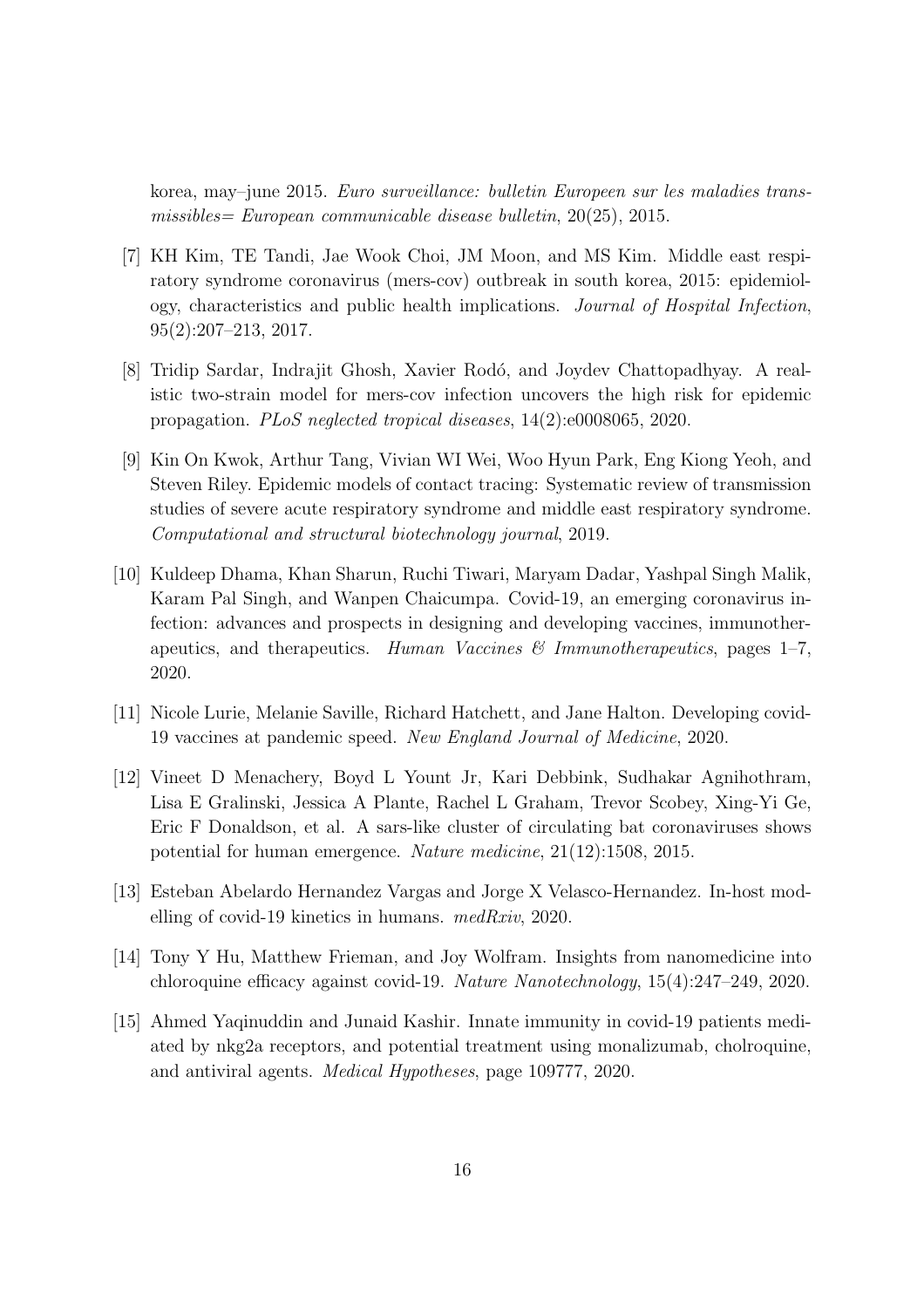korea, may–june 2015. *Euro surveillance: bulletin Europeen sur les maladies transmissibles= European communicable disease bulletin*, 20(25), 2015.

[7] KH Kim, TE Tandi, Jae Wook Choi, JM Moon, and MS Kim. Middle east respiratory syndrome coronavirus (mers-cov) outbreak in south korea, 2015: epidemiology, characteristics and public health implications. *Journal of Hospital Infection*, 95(2):207–213, 2017.

[8] Tridip Sardar, Indrajit Ghosh, Xavier Rodó, and Joydev Chattopadhyay. A realistic two-strain model for mers-cov infection uncovers the high risk for epidemic propagation. *PLoS neglected tropical diseases*, 14(2):e0008065, 2020.

[9] Kin On Kwok, Arthur Tang, Vivian WI Wei, Woo Hyun Park, Eng Kiong Yeoh, and Steven Riley. Epidemic models of contact tracing: Systematic review of transmission studies of severe acute respiratory syndrome and middle east respiratory syndrome. *Computational and structural biotechnology journal*, 2019.

[10] Kuldeep Dhama, Khan Sharun, Ruchi Tiwari, Maryam Dadar, Yashpal Singh Malik, Karam Pal Singh, and Wanpen Chaicumpa. Covid-19, an emerging coronavirus infection: advances and prospects in designing and developing vaccines, immunotherapeutics, and therapeutics. *Human Vaccines & Immunotherapeutics*, pages 1–7, 2020.

[11] Nicole Lurie, Melanie Saville, Richard Hatchett, and Jane Halton. Developing covid-19 vaccines at pandemic speed. *New England Journal of Medicine*, 2020.

[12] Vineet D Menachery, Boyd L Yount Jr, Kari Debbink, Sudhakar Agnihothram, Lisa E Gralinski, Jessica A Plante, Rachel L Graham, Trevor Scobey, Xing-Yi Ge, Eric F Donaldson, et al. A sars-like cluster of circulating bat coronaviruses shows potential for human emergence. *Nature medicine*, 21(12):1508, 2015.

[13] Esteban Abelardo Hernandez Vargas and Jorge X Velasco-Hernandez. In-host modelling of covid-19 kinetics in humans. *medRxiv*, 2020.

[14] Tony Y Hu, Matthew Frieman, and Joy Wolfram. Insights from nanomedicine into chloroquine efficacy against covid-19. *Nature Nanotechnology*, 15(4):247–249, 2020.

[15] Ahmed Yaqinuddin and Junaid Kashir. Innate immunity in covid-19 patients mediated by nkg2a receptors, and potential treatment using monalizumab, cholroquine, and antiviral agents. *Medical Hypotheses*, page 109777, 2020.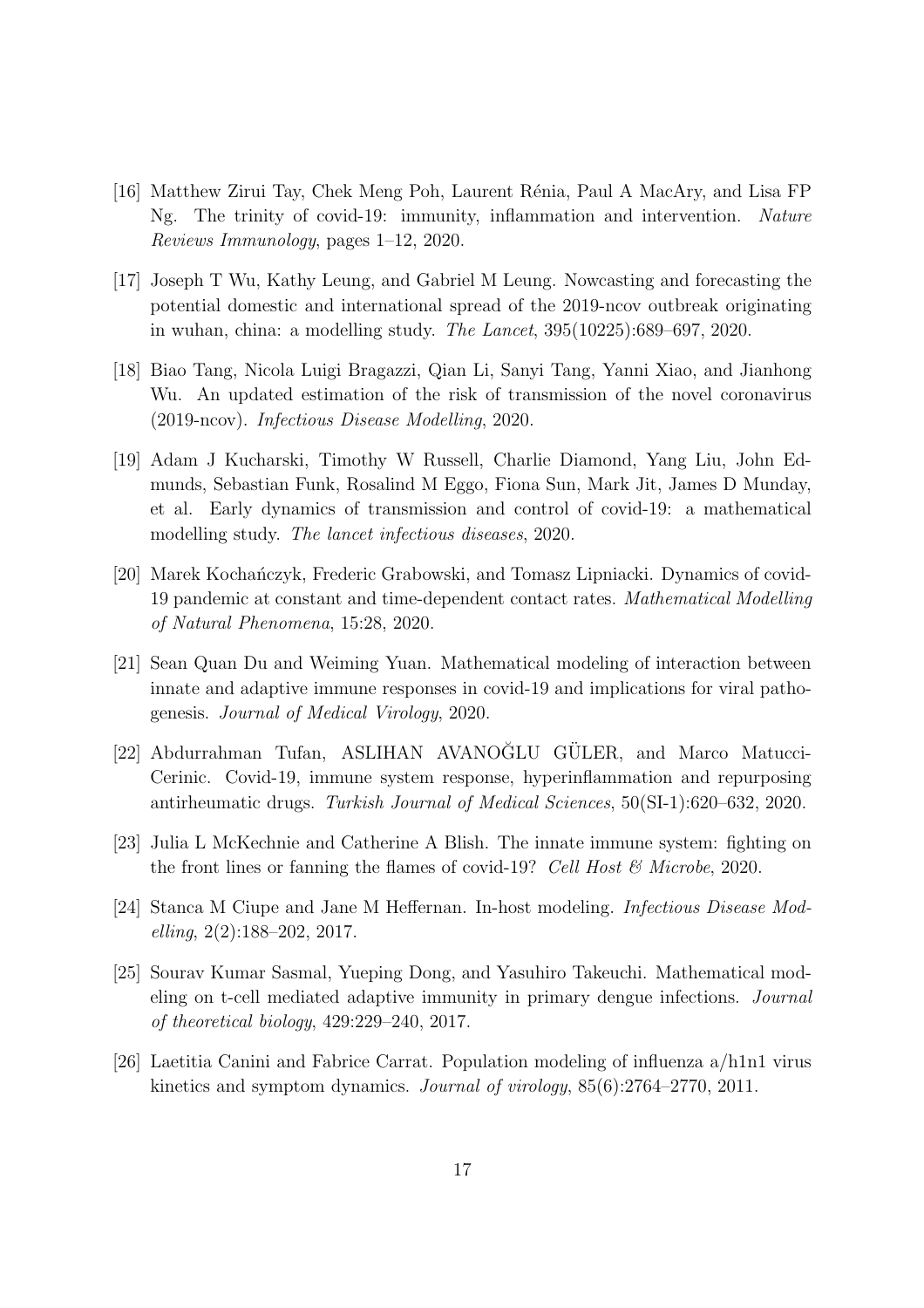[16] Matthew Zirui Tay, Chek Meng Poh, Laurent Rénia, Paul A MacAry, and Lisa FP Ng. The trinity of covid-19: immunity, inflammation and intervention. *Nature Reviews Immunology*, pages 1–12, 2020.

[17] Joseph T Wu, Kathy Leung, and Gabriel M Leung. Nowcasting and forecasting the potential domestic and international spread of the 2019-ncov outbreak originating in wuhan, china: a modelling study. *The Lancet*, 395(10225):689–697, 2020.

[18] Biao Tang, Nicola Luigi Bragazzi, Qian Li, Sanyi Tang, Yanni Xiao, and Jianhong Wu. An updated estimation of the risk of transmission of the novel coronavirus (2019-ncov). *Infectious Disease Modelling*, 2020.

[19] Adam J Kucharski, Timothy W Russell, Charlie Diamond, Yang Liu, John Edmunds, Sebastian Funk, Rosalind M Eggo, Fiona Sun, Mark Jit, James D Munday, et al. Early dynamics of transmission and control of covid-19: a mathematical modelling study. *The lancet infectious diseases*, 2020.

[20] Marek Kochańczyk, Frederic Grabowski, and Tomasz Lipniacki. Dynamics of covid-19 pandemic at constant and time-dependent contact rates. *Mathematical Modelling of Natural Phenomena*, 15:28, 2020.

[21] Sean Quan Du and Weiming Yuan. Mathematical modeling of interaction between innate and adaptive immune responses in covid-19 and implications for viral pathogenesis. *Journal of Medical Virology*, 2020.

[22] Abdurrahman Tufan, ASLIHAN AVANOĞLU GÜLER, and Marco Matucci-Cerinic. Covid-19, immune system response, hyperinflammation and repurposing antirheumatic drugs. *Turkish Journal of Medical Sciences*, 50(SI-1):620–632, 2020.

[23] Julia L McKechnie and Catherine A Blish. The innate immune system: fighting on the front lines or fanning the flames of covid-19? *Cell Host & Microbe*, 2020.

[24] Stanca M Ciupe and Jane M Heffernan. In-host modeling. *Infectious Disease Modelling*, 2(2):188–202, 2017.

[25] Sourav Kumar Sasmal, Yueping Dong, and Yasuhiro Takeuchi. Mathematical modeling on t-cell mediated adaptive immunity in primary dengue infections. *Journal of theoretical biology*, 429:229–240, 2017.

[26] Laetitia Canini and Fabrice Carrat. Population modeling of influenza a/h1n1 virus kinetics and symptom dynamics. *Journal of virology*, 85(6):2764–2770, 2011.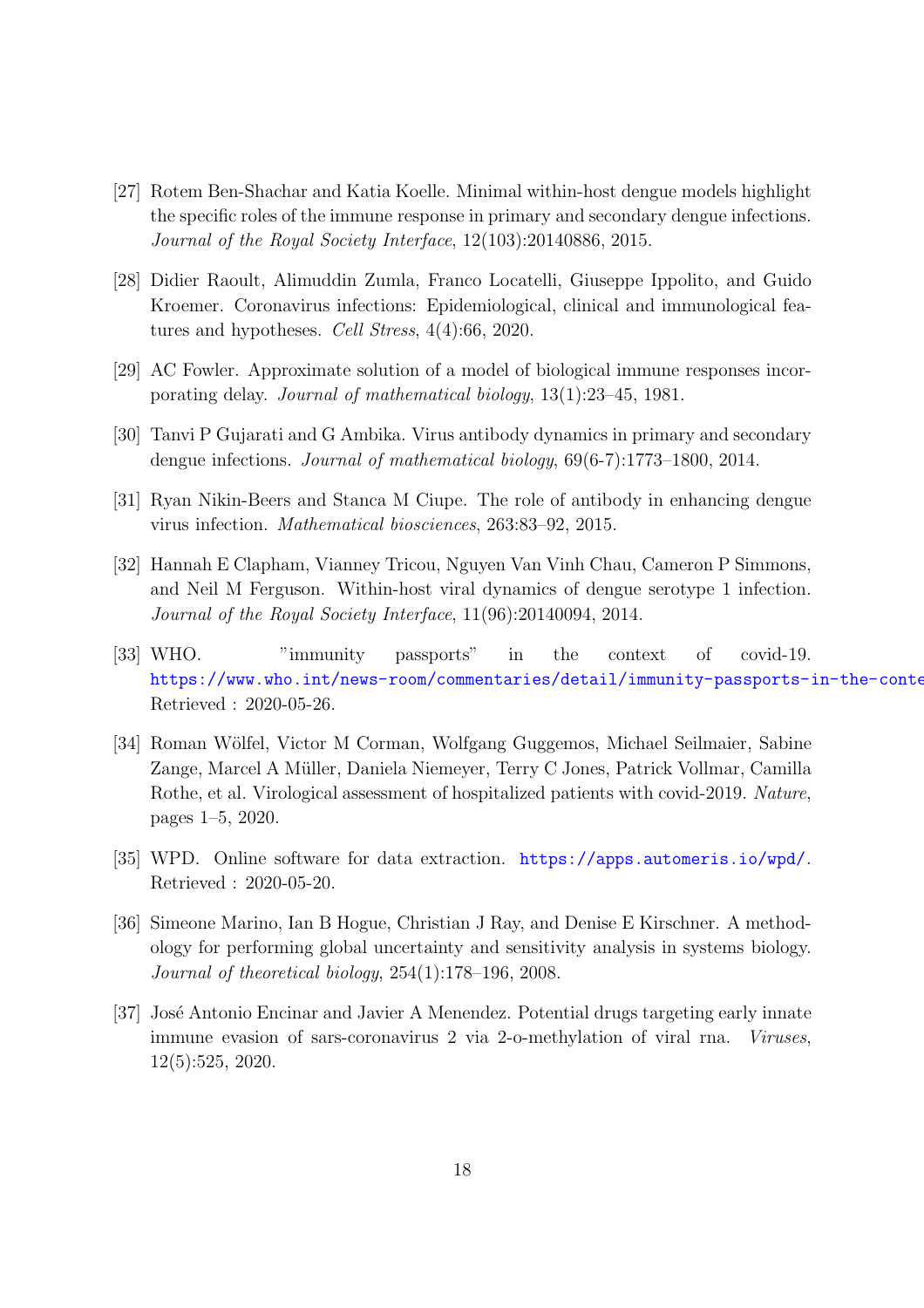[27] Rotem Ben-Shachar and Katia Koelle. Minimal within-host dengue models highlight the specific roles of the immune response in primary and secondary dengue infections. *Journal of the Royal Society Interface*, 12(103):20140886, 2015.

[28] Didier Raoult, Alimuddin Zumla, Franco Locatelli, Giuseppe Ippolito, and Guido Kroemer. Coronavirus infections: Epidemiological, clinical and immunological features and hypotheses. *Cell Stress*, 4(4):66, 2020.

[29] AC Fowler. Approximate solution of a model of biological immune responses incorporating delay. *Journal of mathematical biology*, 13(1):23–45, 1981.

[30] Tanvi P Gujarati and G Ambika. Virus antibody dynamics in primary and secondary dengue infections. *Journal of mathematical biology*, 69(6-7):1773–1800, 2014.

[31] Ryan Nikin-Beers and Stanca M Ciupe. The role of antibody in enhancing dengue virus infection. *Mathematical biosciences*, 263:83–92, 2015.

[32] Hannah E Clapham, Vianney Tricou, Nguyen Van Vinh Chau, Cameron P Simmons, and Neil M Ferguson. Within-host viral dynamics of dengue serotype 1 infection. *Journal of the Royal Society Interface*, 11(96):20140094, 2014.

[33] WHO. "immunity passports" in the context of covid-19. https://www.who.int/news-room/commentaries/detail/immunity-passports-in-the-conte Retrieved : 2020-05-26.

[34] Roman Wölfel, Victor M Corman, Wolfgang Guggemos, Michael Seilmaier, Sabine Zange, Marcel A Müller, Daniela Niemeyer, Terry C Jones, Patrick Vollmar, Camilla Rothe, et al. Virological assessment of hospitalized patients with covid-2019. *Nature*, pages 1–5, 2020.

[35] WPD. Online software for data extraction. https://apps.automeris.io/wpd/. Retrieved : 2020-05-20.

[36] Simeone Marino, Ian B Hogue, Christian J Ray, and Denise E Kirschner. A methodology for performing global uncertainty and sensitivity analysis in systems biology. *Journal of theoretical biology*, 254(1):178–196, 2008.

[37] José Antonio Encinar and Javier A Menendez. Potential drugs targeting early innate immune evasion of sars-coronavirus 2 via 2-o-methylation of viral rna. *Viruses*, 12(5):525, 2020.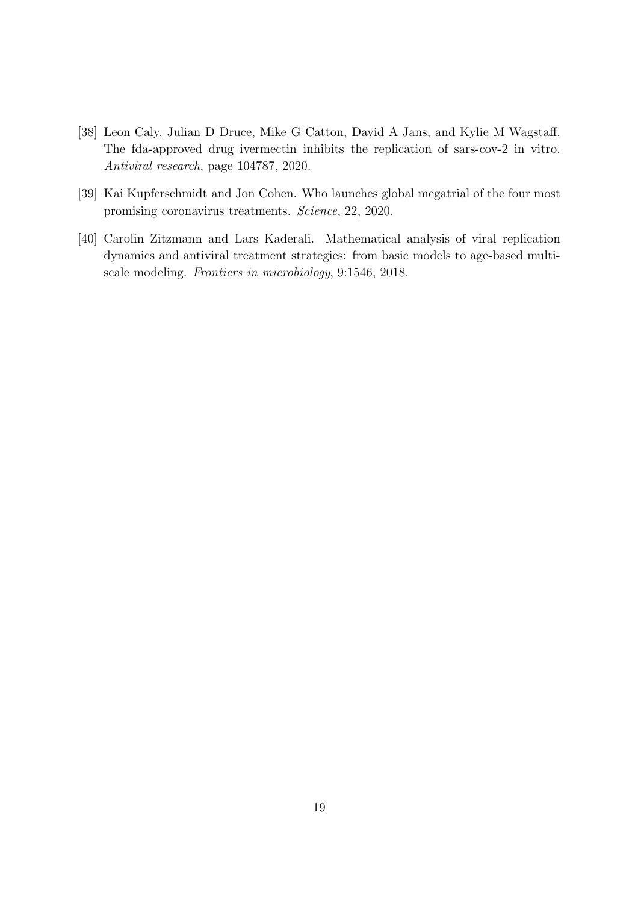[38] Leon Caly, Julian D Druce, Mike G Catton, David A Jans, and Kylie M Wagstaff. The fda-approved drug ivermectin inhibits the replication of sars-cov-2 in vitro. *Antiviral research*, page 104787, 2020.

[39] Kai Kupferschmidt and Jon Cohen. Who launches global megatrial of the four most promising coronavirus treatments. *Science*, 22, 2020.

[40] Carolin Zitzmann and Lars Kaderali. Mathematical analysis of viral replication dynamics and antiviral treatment strategies: from basic models to age-based multi-scale modeling. *Frontiers in microbiology*, 9:1546, 2018.